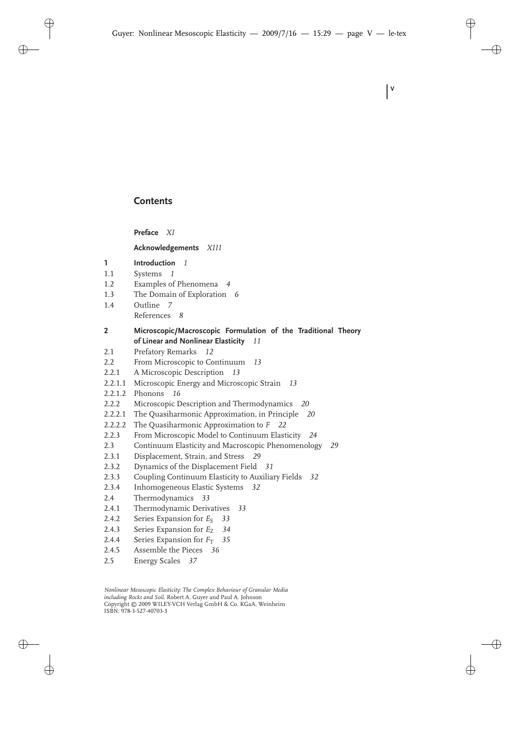# Contents

**Preface** *XI*

**Acknowledgements** *XIII*

**1 Introduction** *1*
1.1 Systems *1*
1.2 Examples of Phenomena *4*
1.3 The Domain of Exploration *6*
1.4 Outline *7*
References *8*

**2 Microscopic/Macroscopic Formulation of the Traditional Theory of Linear and Nonlinear Elasticity** *11*
2.1 Prefatory Remarks *12*
2.2 From Microscopic to Continuum *13*
2.2.1 A Microscopic Description *13*
2.2.1.1 Microscopic Energy and Microscopic Strain *13*
2.2.1.2 Phonons *16*
2.2.2 Microscopic Description and Thermodynamics *20*
2.2.2.1 The Quasiharmonic Approximation, in Principle *20*
2.2.2.2 The Quasiharmonic Approximation to $F$ *22*
2.2.3 From Microscopic Model to Continuum Elasticity *24*
2.3 Continuum Elasticity and Macroscopic Phenomenology *29*
2.3.1 Displacement, Strain, and Stress *29*
2.3.2 Dynamics of the Displacement Field *31*
2.3.3 Coupling Continuum Elasticity to Auxiliary Fields *32*
2.3.4 Inhomogeneous Elastic Systems *32*
2.4 Thermodynamics *33*
2.4.1 Thermodynamic Derivatives *33*
2.4.2 Series Expansion for $E_S$ *33*
2.4.3 Series Expansion for $E_Z$ *34*
2.4.4 Series Expansion for $F_T$ *35*
2.4.5 Assemble the Pieces *36*
2.5 Energy Scales *37*

*Nonlinear Mesoscopic Elasticity: The Complex Behaviour of Granular Media including Rocks and Soil.* Robert A. Guyer and Paul A. Johnson
Copyright © 2009 WILEY-VCH Verlag GmbH & Co. KGaA, Weinheim
ISBN: 978-3-527-40703-3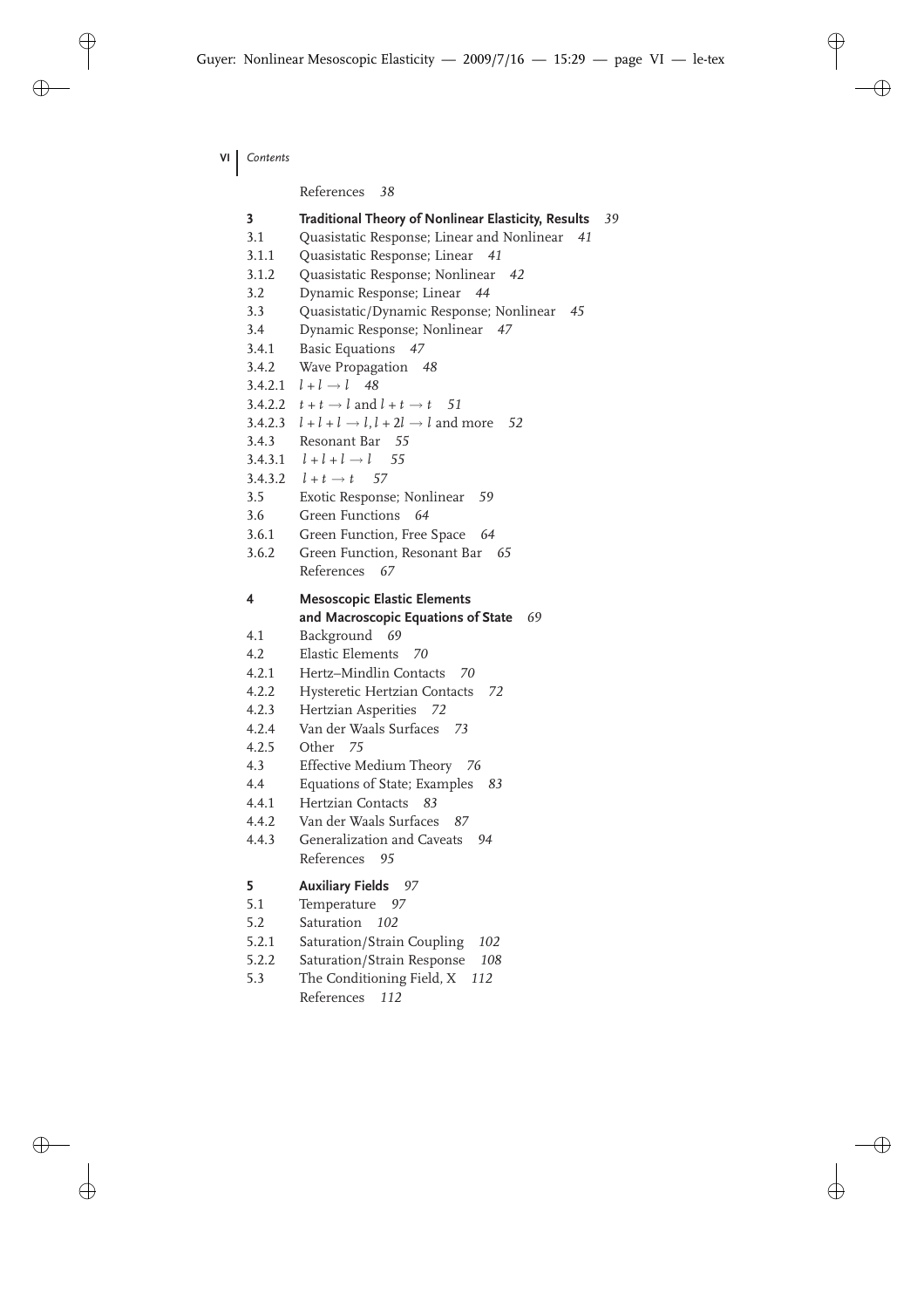References 38

**3 Traditional Theory of Nonlinear Elasticity, Results** 39

3.1 Quasistatic Response; Linear and Nonlinear 41

3.1.1 Quasistatic Response; Linear 41

3.1.2 Quasistatic Response; Nonlinear 42

3.2 Dynamic Response; Linear 44

3.3 Quasistatic/Dynamic Response; Nonlinear 45

3.4 Dynamic Response; Nonlinear 47

3.4.1 Basic Equations 47

3.4.2 Wave Propagation 48

3.4.2.1 $l + l \to l$ 48

3.4.2.2 $t + t \to l$ and $l + t \to t$ 51

3.4.2.3 $l + l + l \to l, l + 2l \to l$ and more 52

3.4.3 Resonant Bar 55

3.4.3.1 $l + l + l \to l$ 55

3.4.3.2 $l + t \to t$ 57

3.5 Exotic Response; Nonlinear 59

3.6 Green Functions 64

3.6.1 Green Function, Free Space 64

3.6.2 Green Function, Resonant Bar 65

References 67

**4 Mesoscopic Elastic Elements and Macroscopic Equations of State** 69

4.1 Background 69

4.2 Elastic Elements 70

4.2.1 Hertz–Mindlin Contacts 70

4.2.2 Hysteretic Hertzian Contacts 72

4.2.3 Hertzian Asperities 72

4.2.4 Van der Waals Surfaces 73

4.2.5 Other 75

4.3 Effective Medium Theory 76

4.4 Equations of State; Examples 83

4.4.1 Hertzian Contacts 83

4.4.2 Van der Waals Surfaces 87

4.4.3 Generalization and Caveats 94

References 95

**5 Auxiliary Fields** 97

5.1 Temperature 97

5.2 Saturation 102

5.2.1 Saturation/Strain Coupling 102

5.2.2 Saturation/Strain Response 108

5.3 The Conditioning Field, X 112

References 112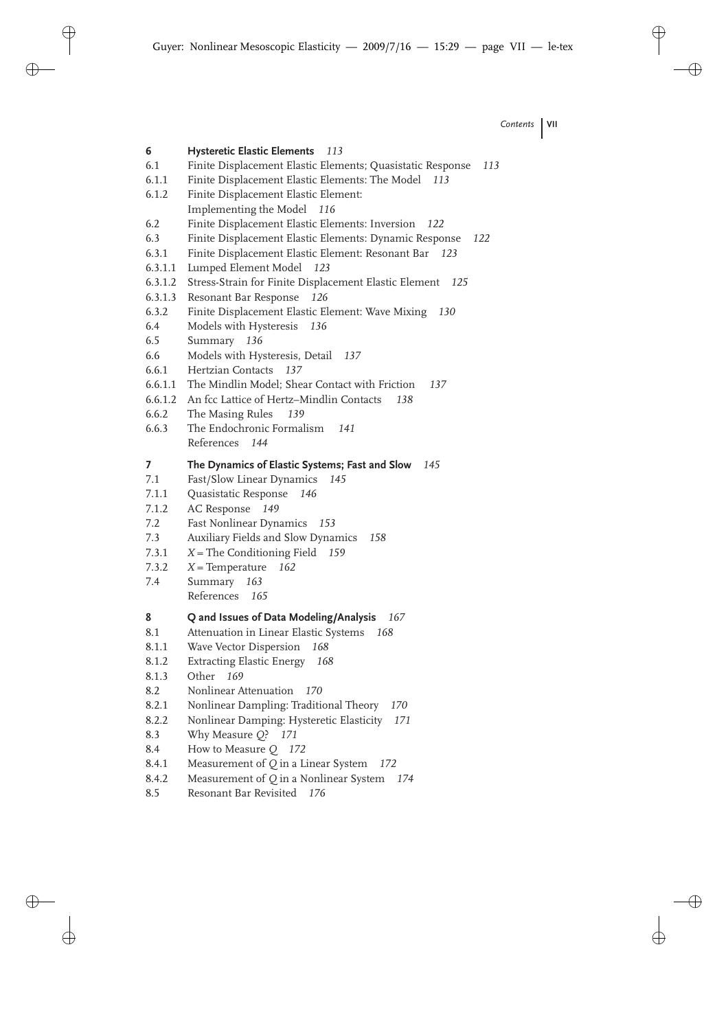| | | |
|---|---|---|
| **6** | **Hysteretic Elastic Elements** | *113* |
| 6.1 | Finite Displacement Elastic Elements; Quasistatic Response | *113* |
| 6.1.1 | Finite Displacement Elastic Elements: The Model | *113* |
| 6.1.2 | Finite Displacement Elastic Element: Implementing the Model | *116* |
| 6.2 | Finite Displacement Elastic Elements: Inversion | *122* |
| 6.3 | Finite Displacement Elastic Elements: Dynamic Response | *122* |
| 6.3.1 | Finite Displacement Elastic Element: Resonant Bar | *123* |
| 6.3.1.1 | Lumped Element Model | *123* |
| 6.3.1.2 | Stress-Strain for Finite Displacement Elastic Element | *125* |
| 6.3.1.3 | Resonant Bar Response | *126* |
| 6.3.2 | Finite Displacement Elastic Element: Wave Mixing | *130* |
| 6.4 | Models with Hysteresis | *136* |
| 6.5 | Summary | *136* |
| 6.6 | Models with Hysteresis, Detail | *137* |
| 6.6.1 | Hertzian Contacts | *137* |
| 6.6.1.1 | The Mindlin Model; Shear Contact with Friction | *137* |
| 6.6.1.2 | An fcc Lattice of Hertz–Mindlin Contacts | *138* |
| 6.6.2 | The Masing Rules | *139* |
| 6.6.3 | The Endochronic Formalism | *141* |
| | References | *144* |
| **7** | **The Dynamics of Elastic Systems; Fast and Slow** | *145* |
| 7.1 | Fast/Slow Linear Dynamics | *145* |
| 7.1.1 | Quasistatic Response | *146* |
| 7.1.2 | AC Response | *149* |
| 7.2 | Fast Nonlinear Dynamics | *153* |
| 7.3 | Auxiliary Fields and Slow Dynamics | *158* |
| 7.3.1 | $X$ = The Conditioning Field | *159* |
| 7.3.2 | $X$ = Temperature | *162* |
| 7.4 | Summary | *163* |
| | References | *165* |
| **8** | **Q and Issues of Data Modeling/Analysis** | *167* |
| 8.1 | Attenuation in Linear Elastic Systems | *168* |
| 8.1.1 | Wave Vector Dispersion | *168* |
| 8.1.2 | Extracting Elastic Energy | *168* |
| 8.1.3 | Other | *169* |
| 8.2 | Nonlinear Attenuation | *170* |
| 8.2.1 | Nonlinear Dampling: Traditional Theory | *170* |
| 8.2.2 | Nonlinear Damping: Hysteretic Elasticity | *171* |
| 8.3 | Why Measure $Q$? | *171* |
| 8.4 | How to Measure $Q$ | *172* |
| 8.4.1 | Measurement of $Q$ in a Linear System | *172* |
| 8.4.2 | Measurement of $Q$ in a Nonlinear System | *174* |
| 8.5 | Resonant Bar Revisited | *176* |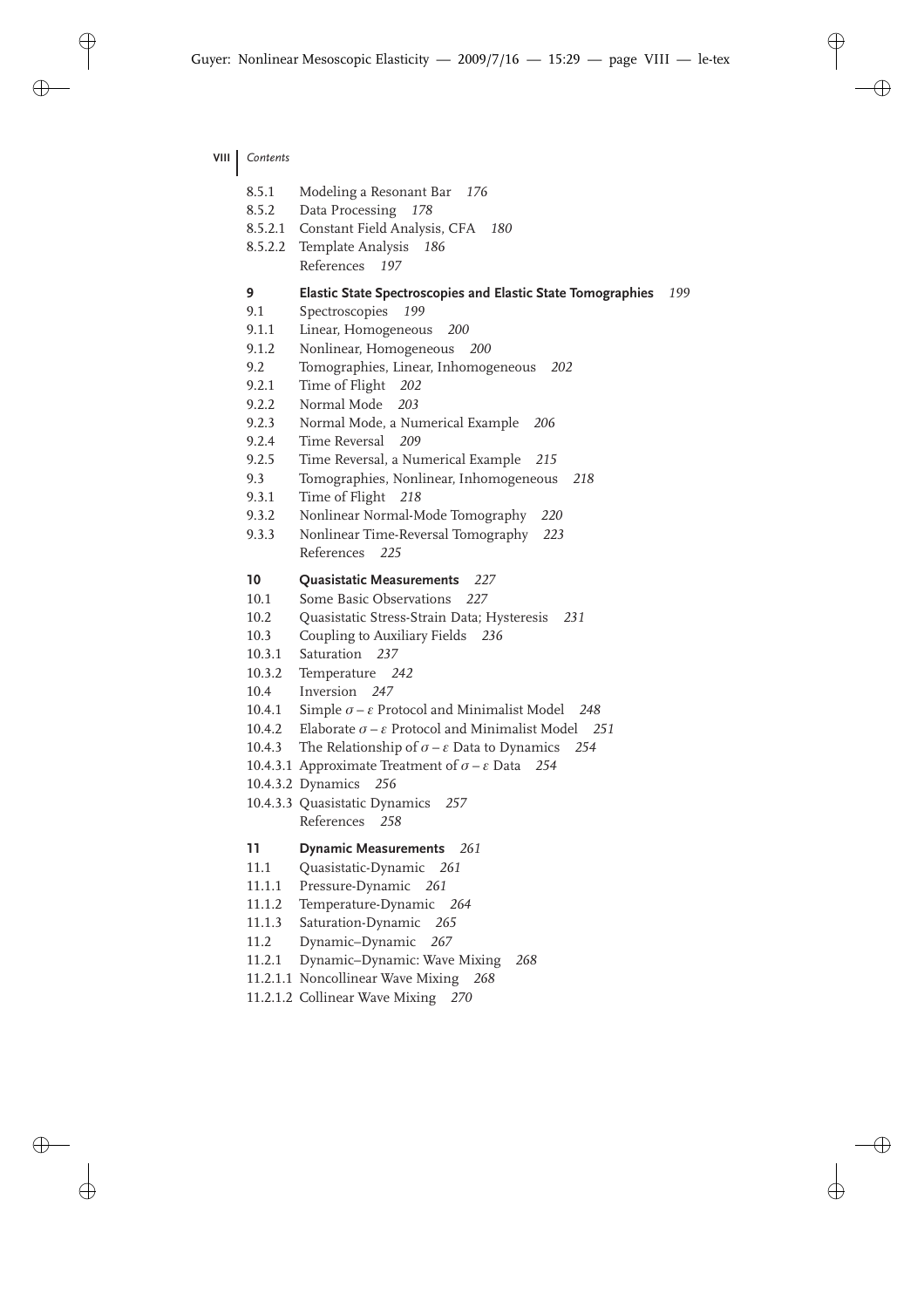8.5.1 Modeling a Resonant Bar *176*
8.5.2 Data Processing *178*
8.5.2.1 Constant Field Analysis, CFA *180*
8.5.2.2 Template Analysis *186*
References *197*

**9 Elastic State Spectroscopies and Elastic State Tomographies** *199*
9.1 Spectroscopies *199*
9.1.1 Linear, Homogeneous *200*
9.1.2 Nonlinear, Homogeneous *200*
9.2 Tomographies, Linear, Inhomogeneous *202*
9.2.1 Time of Flight *202*
9.2.2 Normal Mode *203*
9.2.3 Normal Mode, a Numerical Example *206*
9.2.4 Time Reversal *209*
9.2.5 Time Reversal, a Numerical Example *215*
9.3 Tomographies, Nonlinear, Inhomogeneous *218*
9.3.1 Time of Flight *218*
9.3.2 Nonlinear Normal-Mode Tomography *220*
9.3.3 Nonlinear Time-Reversal Tomography *223*
References *225*

**10 Quasistatic Measurements** *227*
10.1 Some Basic Observations *227*
10.2 Quasistatic Stress-Strain Data; Hysteresis *231*
10.3 Coupling to Auxiliary Fields *236*
10.3.1 Saturation *237*
10.3.2 Temperature *242*
10.4 Inversion *247*
10.4.1 Simple $\sigma - \varepsilon$ Protocol and Minimalist Model *248*
10.4.2 Elaborate $\sigma - \varepsilon$ Protocol and Minimalist Model *251*
10.4.3 The Relationship of $\sigma - \varepsilon$ Data to Dynamics *254*
10.4.3.1 Approximate Treatment of $\sigma - \varepsilon$ Data *254*
10.4.3.2 Dynamics *256*
10.4.3.3 Quasistatic Dynamics *257*
References *258*

**11 Dynamic Measurements** *261*
11.1 Quasistatic-Dynamic *261*
11.1.1 Pressure-Dynamic *261*
11.1.2 Temperature-Dynamic *264*
11.1.3 Saturation-Dynamic *265*
11.2 Dynamic–Dynamic *267*
11.2.1 Dynamic–Dynamic: Wave Mixing *268*
11.2.1.1 Noncollinear Wave Mixing *268*
11.2.1.2 Collinear Wave Mixing *270*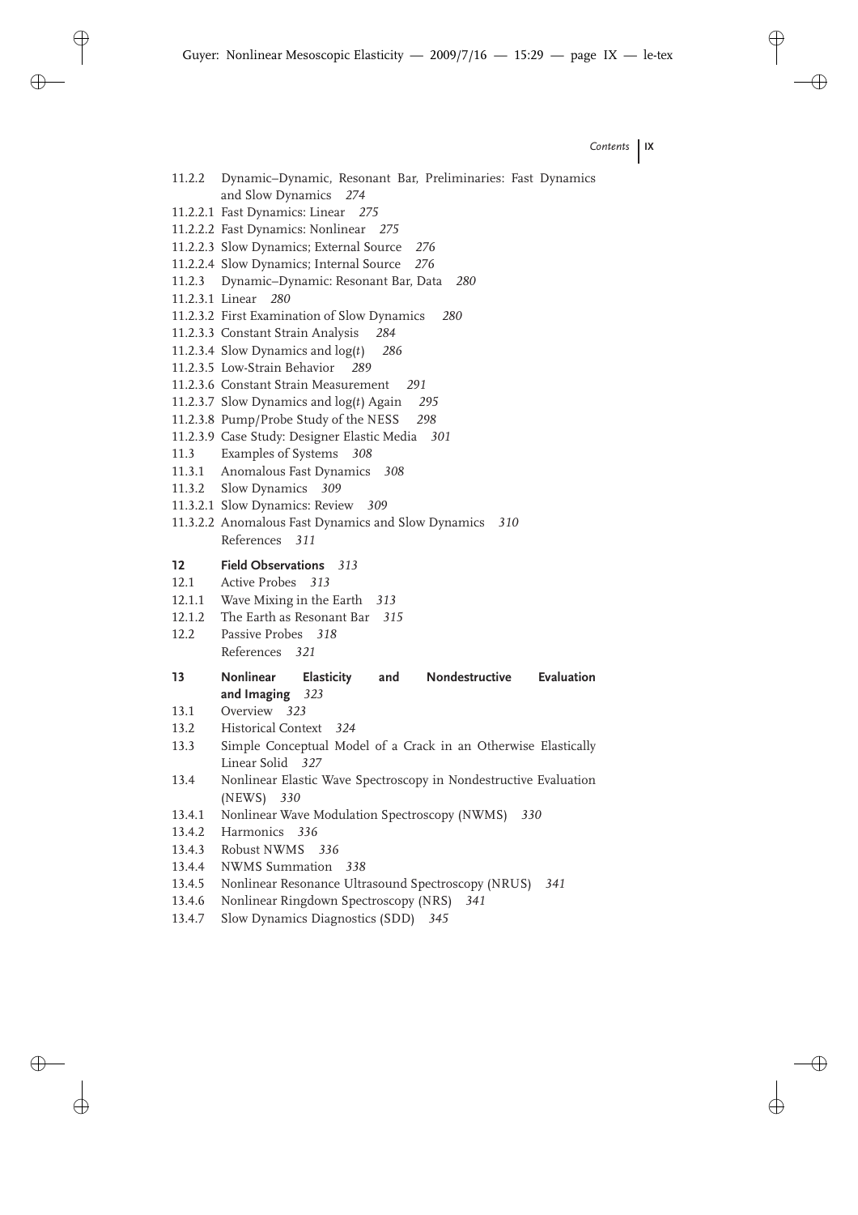11.2.2 Dynamic–Dynamic, Resonant Bar, Preliminaries: Fast Dynamics and Slow Dynamics *274*
11.2.2.1 Fast Dynamics: Linear *275*
11.2.2.2 Fast Dynamics: Nonlinear *275*
11.2.2.3 Slow Dynamics; External Source *276*
11.2.2.4 Slow Dynamics; Internal Source *276*
11.2.3 Dynamic–Dynamic: Resonant Bar, Data *280*
11.2.3.1 Linear *280*
11.2.3.2 First Examination of Slow Dynamics *280*
11.2.3.3 Constant Strain Analysis *284*
11.2.3.4 Slow Dynamics and $\log(t)$ *286*
11.2.3.5 Low-Strain Behavior *289*
11.2.3.6 Constant Strain Measurement *291*
11.2.3.7 Slow Dynamics and $\log(t)$ Again *295*
11.2.3.8 Pump/Probe Study of the NESS *298*
11.2.3.9 Case Study: Designer Elastic Media *301*
11.3 Examples of Systems *308*
11.3.1 Anomalous Fast Dynamics *308*
11.3.2 Slow Dynamics *309*
11.3.2.1 Slow Dynamics: Review *309*
11.3.2.2 Anomalous Fast Dynamics and Slow Dynamics *310*
References *311*

**12 Field Observations** *313*
12.1 Active Probes *313*
12.1.1 Wave Mixing in the Earth *313*
12.1.2 The Earth as Resonant Bar *315*
12.2 Passive Probes *318*
References *321*

**13 Nonlinear Elasticity and Nondestructive Evaluation and Imaging** *323*
13.1 Overview *323*
13.2 Historical Context *324*
13.3 Simple Conceptual Model of a Crack in an Otherwise Elastically Linear Solid *327*
13.4 Nonlinear Elastic Wave Spectroscopy in Nondestructive Evaluation (NEWS) *330*
13.4.1 Nonlinear Wave Modulation Spectroscopy (NWMS) *330*
13.4.2 Harmonics *336*
13.4.3 Robust NWMS *336*
13.4.4 NWMS Summation *338*
13.4.5 Nonlinear Resonance Ultrasound Spectroscopy (NRUS) *341*
13.4.6 Nonlinear Ringdown Spectroscopy (NRS) *341*
13.4.7 Slow Dynamics Diagnostics (SDD) *345*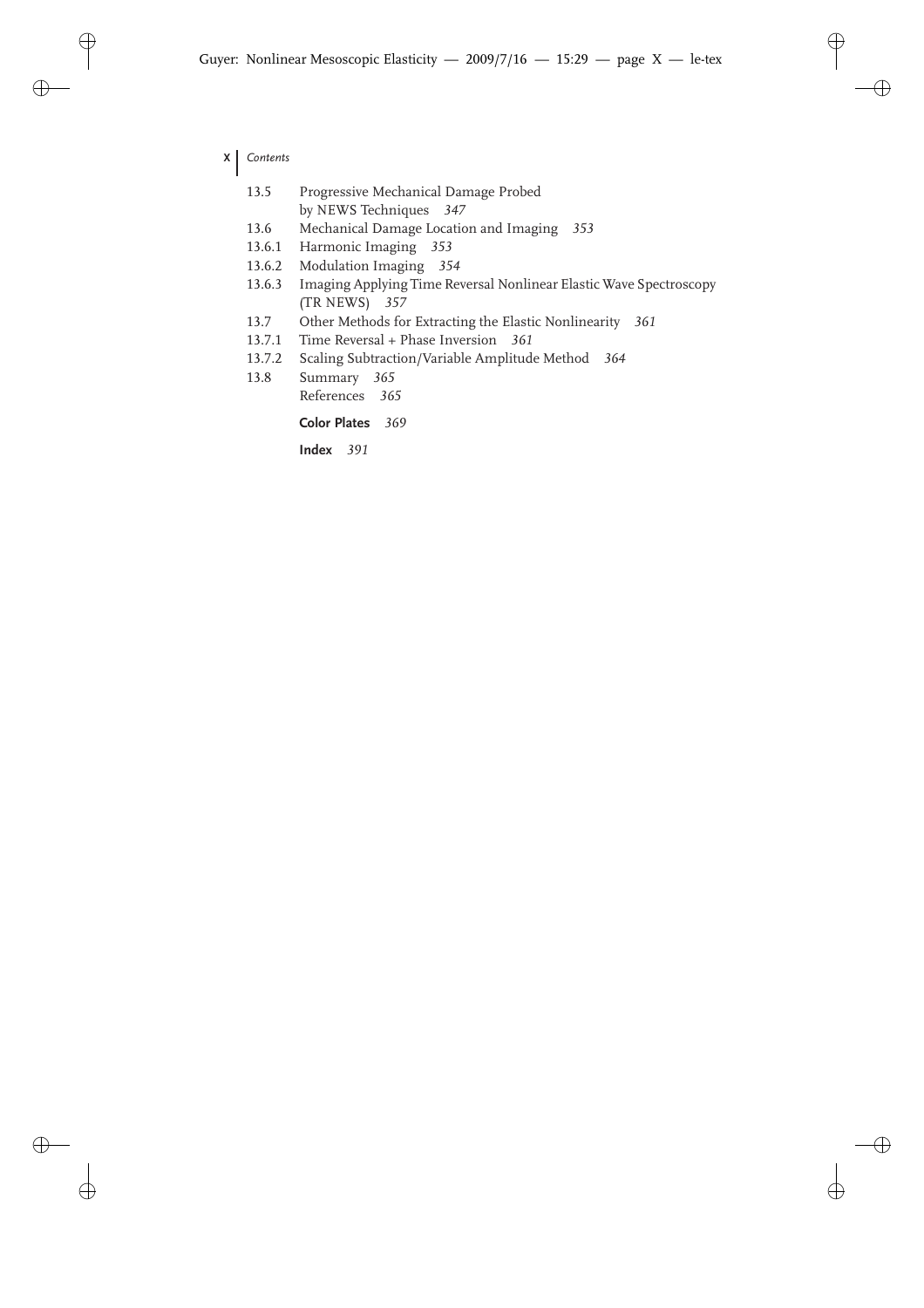13.5 Progressive Mechanical Damage Probed by NEWS Techniques *347*
13.6 Mechanical Damage Location and Imaging *353*
13.6.1 Harmonic Imaging *353*
13.6.2 Modulation Imaging *354*
13.6.3 Imaging Applying Time Reversal Nonlinear Elastic Wave Spectroscopy (TR NEWS) *357*
13.7 Other Methods for Extracting the Elastic Nonlinearity *361*
13.7.1 Time Reversal + Phase Inversion *361*
13.7.2 Scaling Subtraction/Variable Amplitude Method *364*
13.8 Summary *365*
References *365*

**Color Plates** *369*

**Index** *391*